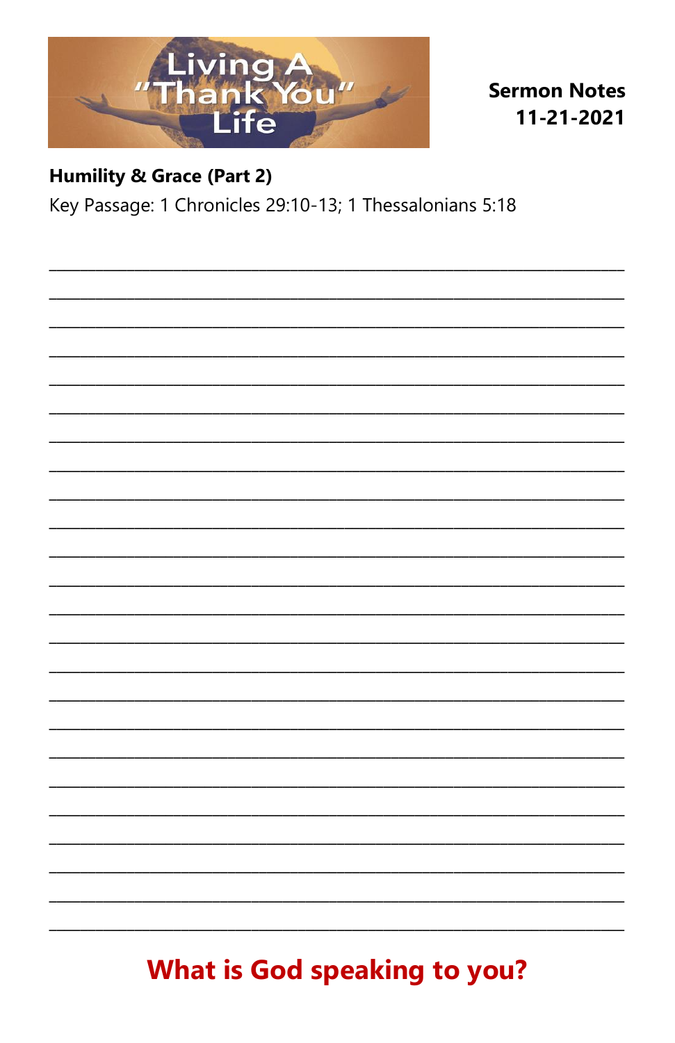Living A "Thank You" Life

**Sermon Notes**
**11-21-2021**

**Humility & Grace (Part 2)**

Key Passage: 1 Chronicles 29:10-13; 1 Thessalonians 5:18

## What is God speaking to you?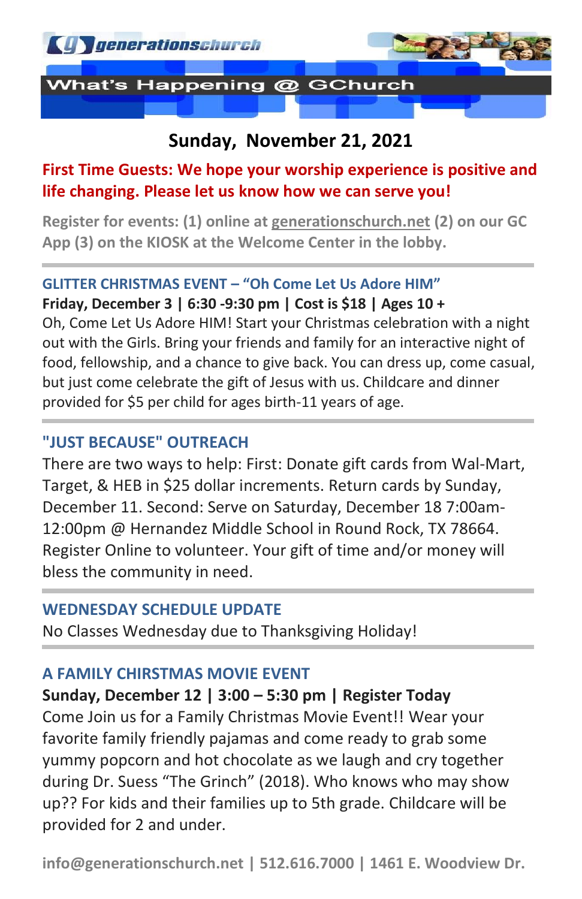generationschurch

What's Happening @ GChurch

## Sunday, November 21, 2021

**First Time Guests: We hope your worship experience is positive and life changing. Please let us know how we can serve you!**

**Register for events: (1) online at generationschurch.net (2) on our GC App (3) on the KIOSK at the Welcome Center in the lobby.**

---

### GLITTER CHRISTMAS EVENT – "Oh Come Let Us Adore HIM"

**Friday, December 3 | 6:30 -9:30 pm | Cost is $18 | Ages 10 +**

Oh, Come Let Us Adore HIM! Start your Christmas celebration with a night out with the Girls. Bring your friends and family for an interactive night of food, fellowship, and a chance to give back. You can dress up, come casual, but just come celebrate the gift of Jesus with us. Childcare and dinner provided for $5 per child for ages birth-11 years of age.

---

### "JUST BECAUSE" OUTREACH

There are two ways to help: First: Donate gift cards from Wal-Mart, Target, & HEB in $25 dollar increments. Return cards by Sunday, December 11. Second: Serve on Saturday, December 18 7:00am-12:00pm @ Hernandez Middle School in Round Rock, TX 78664. Register Online to volunteer. Your gift of time and/or money will bless the community in need.

---

### WEDNESDAY SCHEDULE UPDATE

No Classes Wednesday due to Thanksgiving Holiday!

---

### A FAMILY CHIRSTMAS MOVIE EVENT

**Sunday, December 12 | 3:00 – 5:30 pm | Register Today**

Come Join us for a Family Christmas Movie Event!! Wear your favorite family friendly pajamas and come ready to grab some yummy popcorn and hot chocolate as we laugh and cry together during Dr. Suess "The Grinch" (2018). Who knows who may show up?? For kids and their families up to 5th grade. Childcare will be provided for 2 and under.

**info@generationschurch.net | 512.616.7000 | 1461 E. Woodview Dr.**